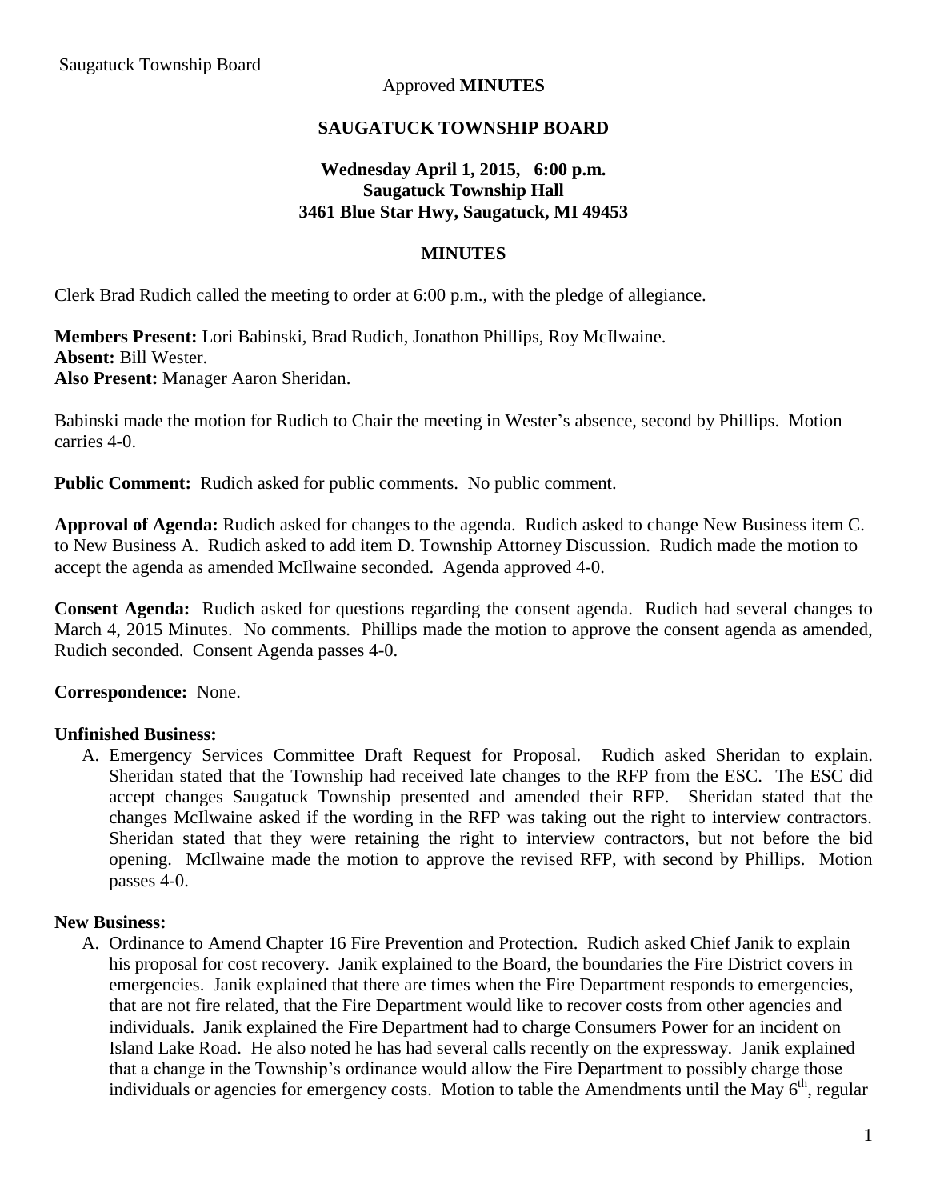Saugatuck Township Board

Approved **MINUTES**

**SAUGATUCK TOWNSHIP BOARD**

**Wednesday April 1, 2015, 6:00 p.m.**
**Saugatuck Township Hall**
**3461 Blue Star Hwy, Saugatuck, MI 49453**

**MINUTES**

Clerk Brad Rudich called the meeting to order at 6:00 p.m., with the pledge of allegiance.

**Members Present:** Lori Babinski, Brad Rudich, Jonathon Phillips, Roy McIlwaine.
**Absent:** Bill Wester.
**Also Present:** Manager Aaron Sheridan.

Babinski made the motion for Rudich to Chair the meeting in Wester's absence, second by Phillips. Motion carries 4-0.

**Public Comment:** Rudich asked for public comments. No public comment.

**Approval of Agenda:** Rudich asked for changes to the agenda. Rudich asked to change New Business item C. to New Business A. Rudich asked to add item D. Township Attorney Discussion. Rudich made the motion to accept the agenda as amended McIlwaine seconded. Agenda approved 4-0.

**Consent Agenda:** Rudich asked for questions regarding the consent agenda. Rudich had several changes to March 4, 2015 Minutes. No comments. Phillips made the motion to approve the consent agenda as amended, Rudich seconded. Consent Agenda passes 4-0.

**Correspondence:** None.

**Unfinished Business:**

A. Emergency Services Committee Draft Request for Proposal. Rudich asked Sheridan to explain. Sheridan stated that the Township had received late changes to the RFP from the ESC. The ESC did accept changes Saugatuck Township presented and amended their RFP. Sheridan stated that the changes McIlwaine asked if the wording in the RFP was taking out the right to interview contractors. Sheridan stated that they were retaining the right to interview contractors, but not before the bid opening. McIlwaine made the motion to approve the revised RFP, with second by Phillips. Motion passes 4-0.

**New Business:**

A. Ordinance to Amend Chapter 16 Fire Prevention and Protection. Rudich asked Chief Janik to explain his proposal for cost recovery. Janik explained to the Board, the boundaries the Fire District covers in emergencies. Janik explained that there are times when the Fire Department responds to emergencies, that are not fire related, that the Fire Department would like to recover costs from other agencies and individuals. Janik explained the Fire Department had to charge Consumers Power for an incident on Island Lake Road. He also noted he has had several calls recently on the expressway. Janik explained that a change in the Township's ordinance would allow the Fire Department to possibly charge those individuals or agencies for emergency costs. Motion to table the Amendments until the May 6th, regular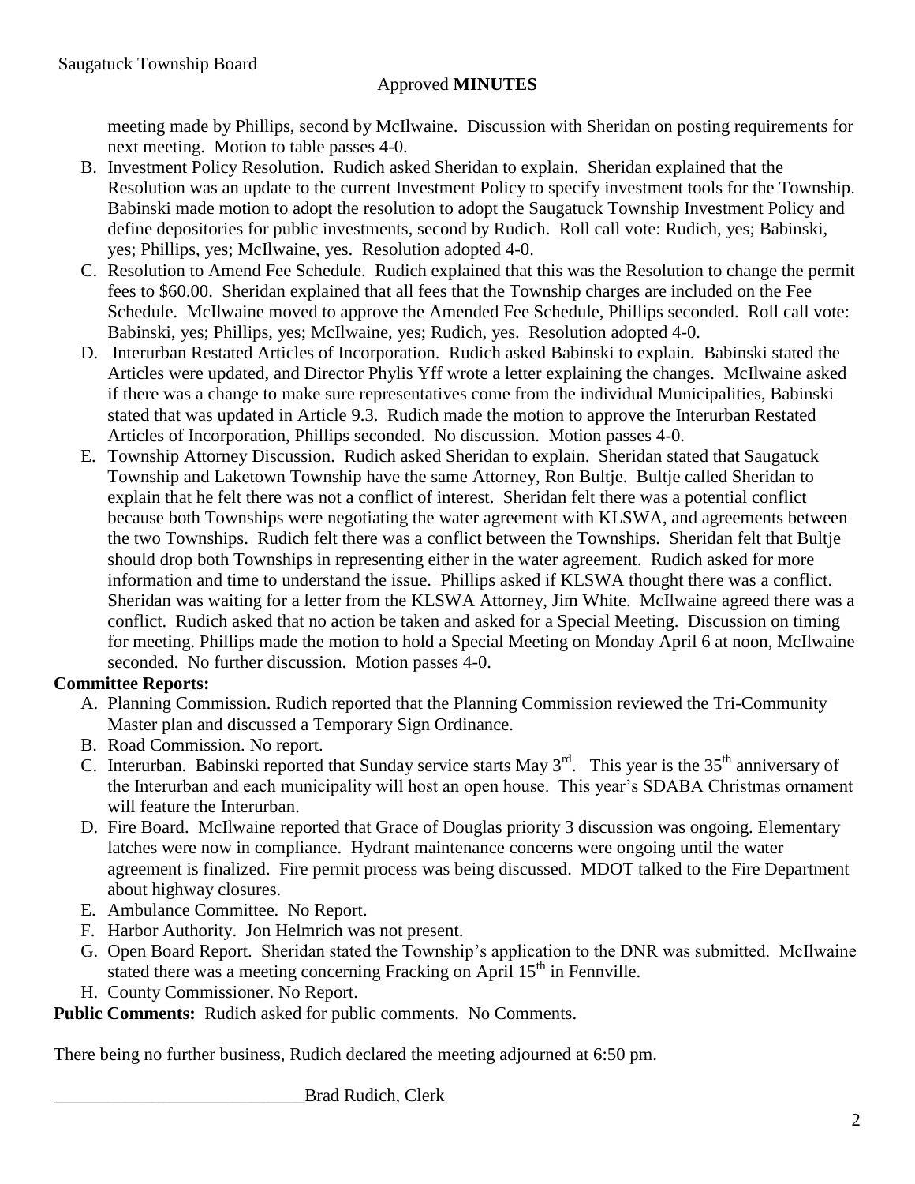meeting made by Phillips, second by McIlwaine. Discussion with Sheridan on posting requirements for next meeting. Motion to table passes 4-0.

B. Investment Policy Resolution. Rudich asked Sheridan to explain. Sheridan explained that the Resolution was an update to the current Investment Policy to specify investment tools for the Township. Babinski made motion to adopt the resolution to adopt the Saugatuck Township Investment Policy and define depositories for public investments, second by Rudich. Roll call vote: Rudich, yes; Babinski, yes; Phillips, yes; McIlwaine, yes. Resolution adopted 4-0.
C. Resolution to Amend Fee Schedule. Rudich explained that this was the Resolution to change the permit fees to $60.00. Sheridan explained that all fees that the Township charges are included on the Fee Schedule. McIlwaine moved to approve the Amended Fee Schedule, Phillips seconded. Roll call vote: Babinski, yes; Phillips, yes; McIlwaine, yes; Rudich, yes. Resolution adopted 4-0.
D. Interurban Restated Articles of Incorporation. Rudich asked Babinski to explain. Babinski stated the Articles were updated, and Director Phylis Yff wrote a letter explaining the changes. McIlwaine asked if there was a change to make sure representatives come from the individual Municipalities, Babinski stated that was updated in Article 9.3. Rudich made the motion to approve the Interurban Restated Articles of Incorporation, Phillips seconded. No discussion. Motion passes 4-0.
E. Township Attorney Discussion. Rudich asked Sheridan to explain. Sheridan stated that Saugatuck Township and Laketown Township have the same Attorney, Ron Bultje. Bultje called Sheridan to explain that he felt there was not a conflict of interest. Sheridan felt there was a potential conflict because both Townships were negotiating the water agreement with KLSWA, and agreements between the two Townships. Rudich felt there was a conflict between the Townships. Sheridan felt that Bultje should drop both Townships in representing either in the water agreement. Rudich asked for more information and time to understand the issue. Phillips asked if KLSWA thought there was a conflict. Sheridan was waiting for a letter from the KLSWA Attorney, Jim White. McIlwaine agreed there was a conflict. Rudich asked that no action be taken and asked for a Special Meeting. Discussion on timing for meeting. Phillips made the motion to hold a Special Meeting on Monday April 6 at noon, McIlwaine seconded. No further discussion. Motion passes 4-0.

**Committee Reports:**

A. Planning Commission. Rudich reported that the Planning Commission reviewed the Tri-Community Master plan and discussed a Temporary Sign Ordinance.
B. Road Commission. No report.
C. Interurban. Babinski reported that Sunday service starts May 3rd. This year is the 35th anniversary of the Interurban and each municipality will host an open house. This year's SDABA Christmas ornament will feature the Interurban.
D. Fire Board. McIlwaine reported that Grace of Douglas priority 3 discussion was ongoing. Elementary latches were now in compliance. Hydrant maintenance concerns were ongoing until the water agreement is finalized. Fire permit process was being discussed. MDOT talked to the Fire Department about highway closures.
E. Ambulance Committee. No Report.
F. Harbor Authority. Jon Helmrich was not present.
G. Open Board Report. Sheridan stated the Township's application to the DNR was submitted. McIlwaine stated there was a meeting concerning Fracking on April 15th in Fennville.
H. County Commissioner. No Report.

**Public Comments:** Rudich asked for public comments. No Comments.

There being no further business, Rudich declared the meeting adjourned at 6:50 pm.

\_\_\_\_\_\_\_\_\_\_\_\_\_\_\_\_\_\_\_\_\_\_\_\_\_\_\_\_Brad Rudich, Clerk